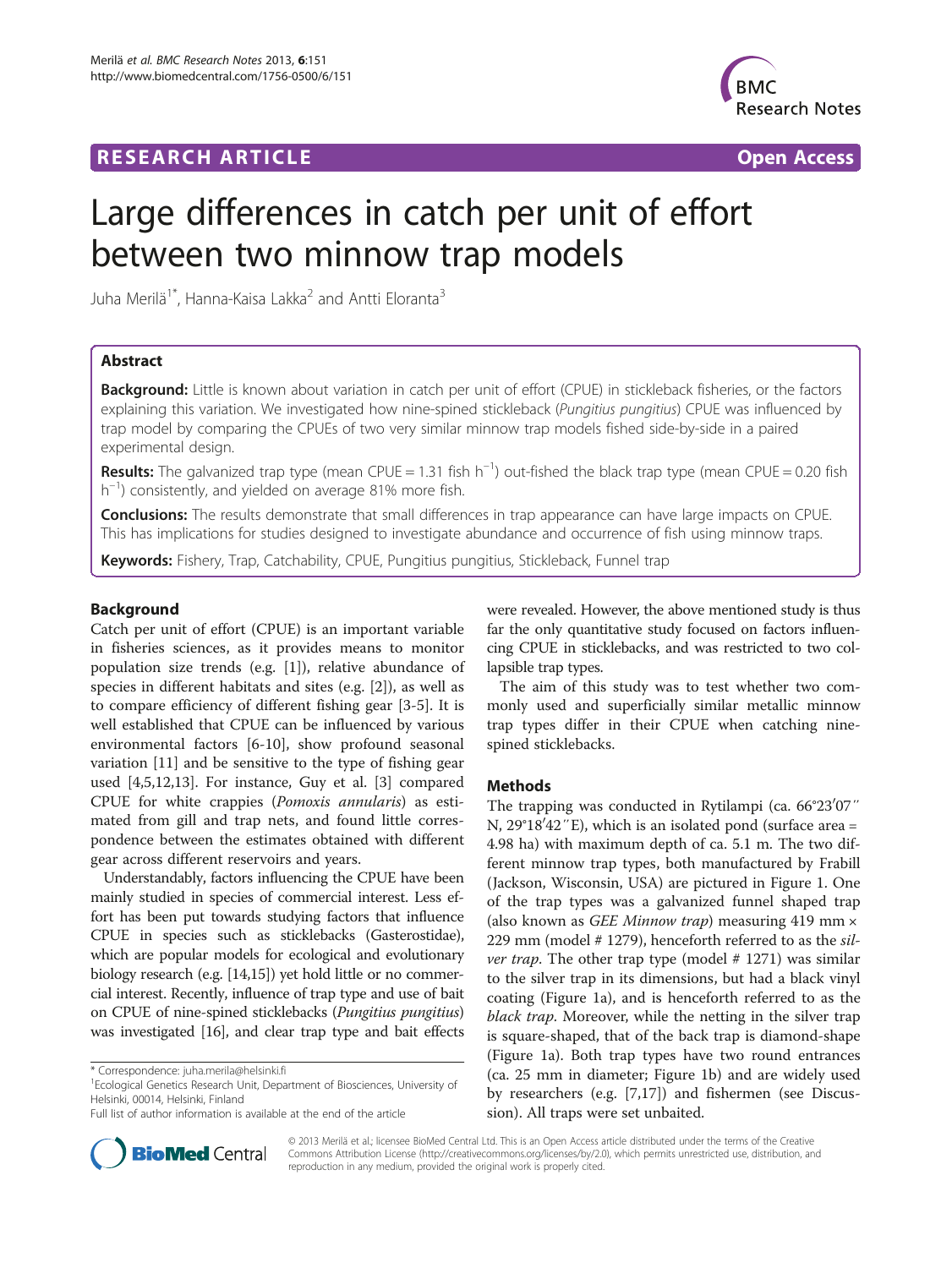# RESEARCH ARTICLE

**Open Access**

# Large differences in catch per unit of effort between two minnow trap models

Juha Merilä[1*], Hanna-Kaisa Lakka[2] and Antti Eloranta[3]

## Abstract

**Background:** Little is known about variation in catch per unit of effort (CPUE) in stickleback fisheries, or the factors explaining this variation. We investigated how nine-spined stickleback (*Pungitius pungitius*) CPUE was influenced by trap model by comparing the CPUEs of two very similar minnow trap models fished side-by-side in a paired experimental design.

**Results:** The galvanized trap type (mean CPUE = 1.31 fish $h^{-1}$) out-fished the black trap type (mean CPUE = 0.20 fish $h^{-1}$) consistently, and yielded on average 81% more fish.

**Conclusions:** The results demonstrate that small differences in trap appearance can have large impacts on CPUE. This has implications for studies designed to investigate abundance and occurrence of fish using minnow traps.

**Keywords:** Fishery, Trap, Catchability, CPUE, Pungitius pungitius, Stickleback, Funnel trap

## Background

Catch per unit of effort (CPUE) is an important variable in fisheries sciences, as it provides means to monitor population size trends (e.g. [1]), relative abundance of species in different habitats and sites (e.g. [2]), as well as to compare efficiency of different fishing gear [3-5]. It is well established that CPUE can be influenced by various environmental factors [6-10], show profound seasonal variation [11] and be sensitive to the type of fishing gear used [4,5,12,13]. For instance, Guy et al. [3] compared CPUE for white crappies (*Pomoxis annularis*) as estimated from gill and trap nets, and found little correspondence between the estimates obtained with different gear across different reservoirs and years.

Understandably, factors influencing the CPUE have been mainly studied in species of commercial interest. Less effort has been put towards studying factors that influence CPUE in species such as sticklebacks (Gasterostidae), which are popular models for ecological and evolutionary biology research (e.g. [14,15]) yet hold little or no commercial interest. Recently, influence of trap type and use of bait on CPUE of nine-spined sticklebacks (*Pungitius pungitius*) was investigated [16], and clear trap type and bait effects were revealed. However, the above mentioned study is thus far the only quantitative study focused on factors influencing CPUE in sticklebacks, and was restricted to two collapsible trap types.

The aim of this study was to test whether two commonly used and superficially similar metallic minnow trap types differ in their CPUE when catching nine-spined sticklebacks.

## Methods

The trapping was conducted in Rytilampi (ca. 66°23′07″ N, 29°18′42″E), which is an isolated pond (surface area = 4.98 ha) with maximum depth of ca. 5.1 m. The two different minnow trap types, both manufactured by Frabill (Jackson, Wisconsin, USA) are pictured in Figure 1. One of the trap types was a galvanized funnel shaped trap (also known as *GEE Minnow trap*) measuring 419 mm × 229 mm (model # 1279), henceforth referred to as the *silver trap*. The other trap type (model # 1271) was similar to the silver trap in its dimensions, but had a black vinyl coating (Figure 1a), and is henceforth referred to as the *black trap*. Moreover, while the netting in the silver trap is square-shaped, that of the back trap is diamond-shape (Figure 1a). Both trap types have two round entrances (ca. 25 mm in diameter; Figure 1b) and are widely used by researchers (e.g. [7,17]) and fishermen (see Discussion). All traps were set unbaited.

\* Correspondence: juha.merila@helsinki.fi

[1]Ecological Genetics Research Unit, Department of Biosciences, University of Helsinki, 00014, Helsinki, Finland

Full list of author information is available at the end of the article

© 2013 Merilä et al.; licensee BioMed Central Ltd. This is an Open Access article distributed under the terms of the Creative Commons Attribution License (http://creativecommons.org/licenses/by/2.0), which permits unrestricted use, distribution, and reproduction in any medium, provided the original work is properly cited.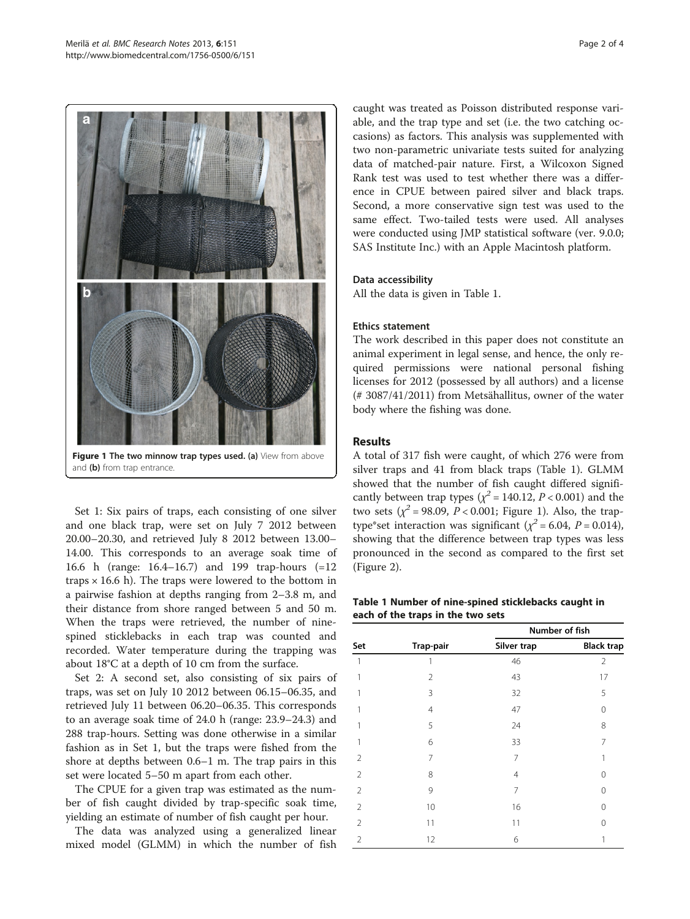Figure 1 The two minnow trap types used. (a) View from above and (b) from trap entrance.

Set 1: Six pairs of traps, each consisting of one silver and one black trap, were set on July 7 2012 between 20.00–20.30, and retrieved July 8 2012 between 13.00–14.00. This corresponds to an average soak time of 16.6 h (range: 16.4–16.7) and 199 trap-hours (=12 traps × 16.6 h). The traps were lowered to the bottom in a pairwise fashion at depths ranging from 2–3.8 m, and their distance from shore ranged between 5 and 50 m. When the traps were retrieved, the number of nine-spined sticklebacks in each trap was counted and recorded. Water temperature during the trapping was about 18°C at a depth of 10 cm from the surface.

Set 2: A second set, also consisting of six pairs of traps, was set on July 10 2012 between 06.15–06.35, and retrieved July 11 between 06.20–06.35. This corresponds to an average soak time of 24.0 h (range: 23.9–24.3) and 288 trap-hours. Setting was done otherwise in a similar fashion as in Set 1, but the traps were fished from the shore at depths between 0.6–1 m. The trap pairs in this set were located 5–50 m apart from each other.

The CPUE for a given trap was estimated as the number of fish caught divided by trap-specific soak time, yielding an estimate of number of fish caught per hour.

The data was analyzed using a generalized linear mixed model (GLMM) in which the number of fish caught was treated as Poisson distributed response variable, and the trap type and set (i.e. the two catching occasions) as factors. This analysis was supplemented with two non-parametric univariate tests suited for analyzing data of matched-pair nature. First, a Wilcoxon Signed Rank test was used to test whether there was a difference in CPUE between paired silver and black traps. Second, a more conservative sign test was used to the same effect. Two-tailed tests were used. All analyses were conducted using JMP statistical software (ver. 9.0.0; SAS Institute Inc.) with an Apple Macintosh platform.

### Data accessibility

All the data is given in Table 1.

### Ethics statement

The work described in this paper does not constitute an animal experiment in legal sense, and hence, the only required permissions were national personal fishing licenses for 2012 (possessed by all authors) and a license (# 3087/41/2011) from Metsähallitus, owner of the water body where the fishing was done.

## Results

A total of 317 fish were caught, of which 276 were from silver traps and 41 from black traps (Table 1). GLMM showed that the number of fish caught differed significantly between trap types ($\chi^2 = 140.12$, $P < 0.001$) and the two sets ($\chi^2 = 98.09$, $P < 0.001$; Figure 1). Also, the trap-type*set interaction was significant ($\chi^2 = 6.04$, $P = 0.014$), showing that the difference between trap types was less pronounced in the second as compared to the first set (Figure 2).

**Table 1 Number of nine-spined sticklebacks caught in each of the traps in the two sets**

| Set | Trap-pair | Number of fish | |
|---|---|---|---|
| | | Silver trap | Black trap |
| 1 | 1 | 46 | 2 |
| 1 | 2 | 43 | 17 |
| 1 | 3 | 32 | 5 |
| 1 | 4 | 47 | 0 |
| 1 | 5 | 24 | 8 |
| 1 | 6 | 33 | 7 |
| 2 | 7 | 7 | 1 |
| 2 | 8 | 4 | 0 |
| 2 | 9 | 7 | 0 |
| 2 | 10 | 16 | 0 |
| 2 | 11 | 11 | 0 |
| 2 | 12 | 6 | 1 |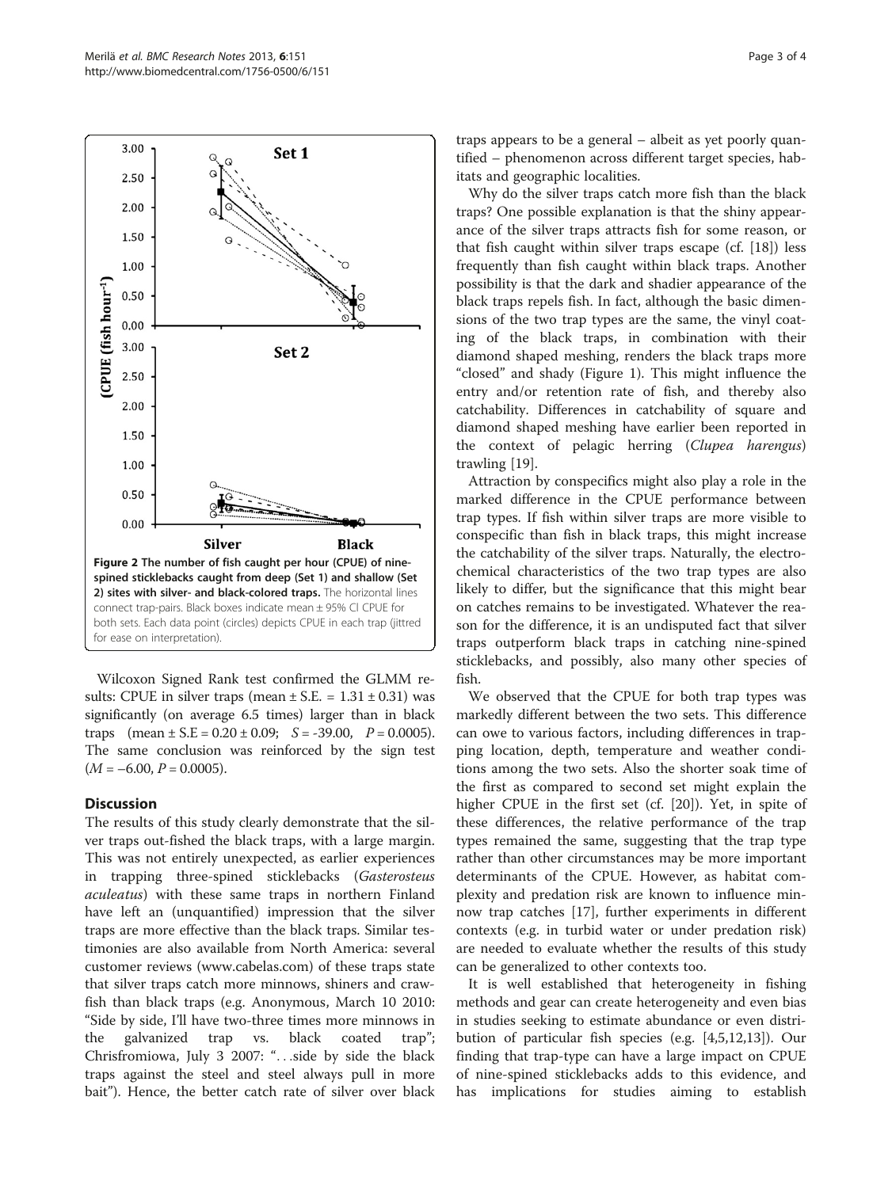Set 1

3.00
2.50
2.00
1.50
1.00
0.50
0.00

(CPUE (fish hour$^{-1}$))

Set 2

3.00
2.50
2.00
1.50
1.00
0.50
0.00

Silver

Black

**Figure 2 The number of fish caught per hour (CPUE) of nine-spined sticklebacks caught from deep (Set 1) and shallow (Set 2) sites with silver- and black-colored traps.** The horizontal lines connect trap-pairs. Black boxes indicate mean ± 95% CI CPUE for both sets. Each data point (circles) depicts CPUE in each trap (jittred for ease on interpretation).

Wilcoxon Signed Rank test confirmed the GLMM results: CPUE in silver traps (mean ± S.E. = 1.31 ± 0.31) was significantly (on average 6.5 times) larger than in black traps (mean ± S.E = 0.20 ± 0.09; $S = -39.00$, $P = 0.0005$). The same conclusion was reinforced by the sign test ($M = -6.00$, $P = 0.0005$).

## Discussion

The results of this study clearly demonstrate that the silver traps out-fished the black traps, with a large margin. This was not entirely unexpected, as earlier experiences in trapping three-spined sticklebacks (*Gasterosteus aculeatus*) with these same traps in northern Finland have left an (unquantified) impression that the silver traps are more effective than the black traps. Similar testimonies are also available from North America: several customer reviews (www.cabelas.com) of these traps state that silver traps catch more minnows, shiners and crawfish than black traps (e.g. Anonymous, March 10 2010: "Side by side, I'll have two-three times more minnows in the galvanized trap vs. black coated trap"; Chrisfromiowa, July 3 2007: "...side by side the black traps against the steel and steel always pull in more bait"). Hence, the better catch rate of silver over black traps appears to be a general – albeit as yet poorly quantified – phenomenon across different target species, habitats and geographic localities.

Why do the silver traps catch more fish than the black traps? One possible explanation is that the shiny appearance of the silver traps attracts fish for some reason, or that fish caught within silver traps escape (cf. [18]) less frequently than fish caught within black traps. Another possibility is that the dark and shadier appearance of the black traps repels fish. In fact, although the basic dimensions of the two trap types are the same, the vinyl coating of the black traps, in combination with their diamond shaped meshing, renders the black traps more "closed" and shady (Figure 1). This might influence the entry and/or retention rate of fish, and thereby also catchability. Differences in catchability of square and diamond shaped meshing have earlier been reported in the context of pelagic herring (*Clupea harengus*) trawling [19].

Attraction by conspecifics might also play a role in the marked difference in the CPUE performance between trap types. If fish within silver traps are more visible to conspecific than fish in black traps, this might increase the catchability of the silver traps. Naturally, the electrochemical characteristics of the two trap types are also likely to differ, but the significance that this might bear on catches remains to be investigated. Whatever the reason for the difference, it is an undisputed fact that silver traps outperform black traps in catching nine-spined sticklebacks, and possibly, also many other species of fish.

We observed that the CPUE for both trap types was markedly different between the two sets. This difference can owe to various factors, including differences in trapping location, depth, temperature and weather conditions among the two sets. Also the shorter soak time of the first as compared to second set might explain the higher CPUE in the first set (cf. [20]). Yet, in spite of these differences, the relative performance of the trap types remained the same, suggesting that the trap type rather than other circumstances may be more important determinants of the CPUE. However, as habitat complexity and predation risk are known to influence minnow trap catches [17], further experiments in different contexts (e.g. in turbid water or under predation risk) are needed to evaluate whether the results of this study can be generalized to other contexts too.

It is well established that heterogeneity in fishing methods and gear can create heterogeneity and even bias in studies seeking to estimate abundance or even distribution of particular fish species (e.g. [4,5,12,13]). Our finding that trap-type can have a large impact on CPUE of nine-spined sticklebacks adds to this evidence, and has implications for studies aiming to establish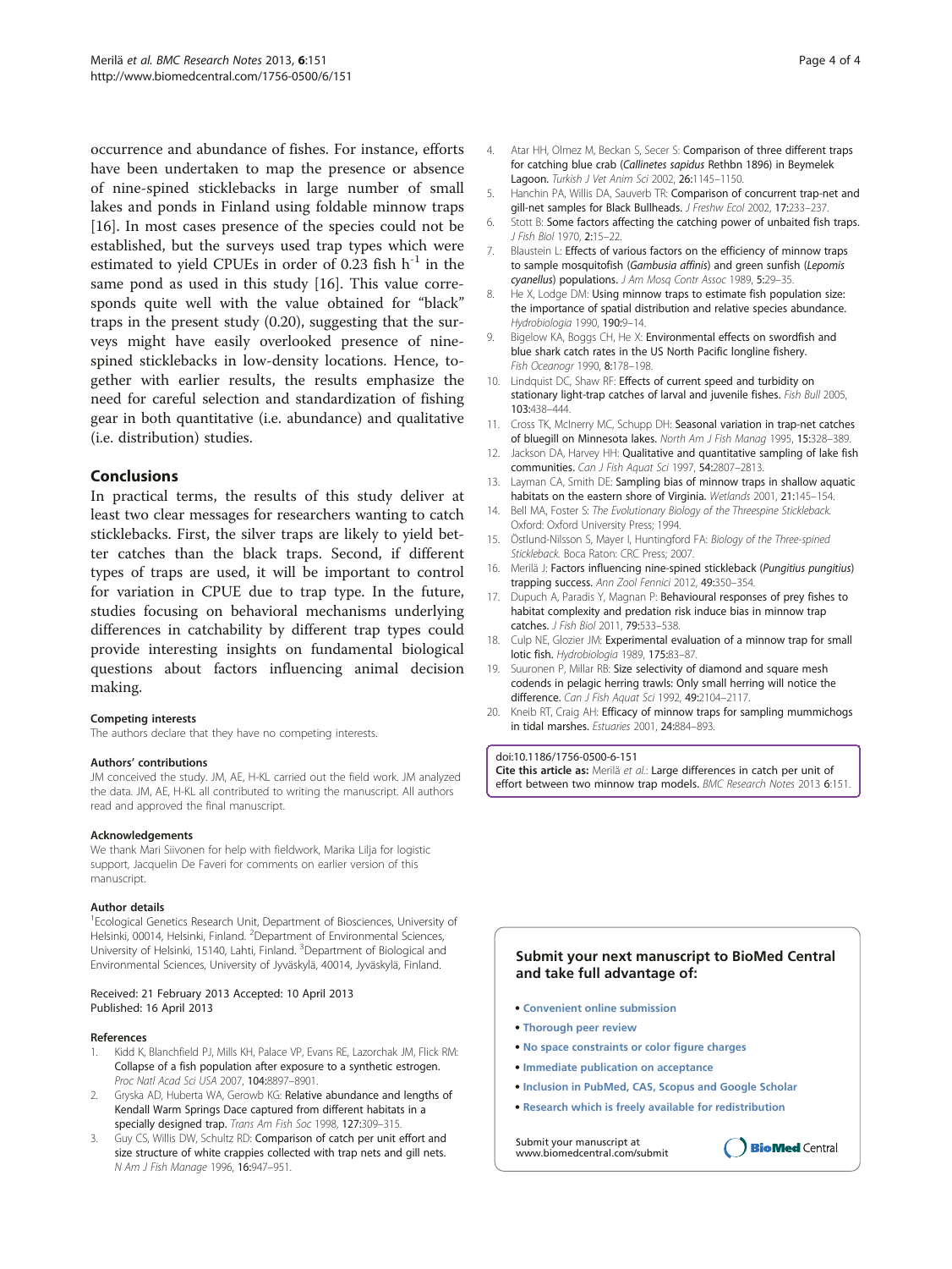occurrence and abundance of fishes. For instance, efforts have been undertaken to map the presence or absence of nine-spined sticklebacks in large number of small lakes and ponds in Finland using foldable minnow traps [16]. In most cases presence of the species could not be established, but the surveys used trap types which were estimated to yield CPUEs in order of 0.23 fish $h^{-1}$ in the same pond as used in this study [16]. This value corresponds quite well with the value obtained for "black" traps in the present study (0.20), suggesting that the surveys might have easily overlooked presence of nine-spined sticklebacks in low-density locations. Hence, together with earlier results, the results emphasize the need for careful selection and standardization of fishing gear in both quantitative (i.e. abundance) and qualitative (i.e. distribution) studies.

## Conclusions

In practical terms, the results of this study deliver at least two clear messages for researchers wanting to catch sticklebacks. First, the silver traps are likely to yield better catches than the black traps. Second, if different types of traps are used, it will be important to control for variation in CPUE due to trap type. In the future, studies focusing on behavioral mechanisms underlying differences in catchability by different trap types could provide interesting insights on fundamental biological questions about factors influencing animal decision making.

### Competing interests

The authors declare that they have no competing interests.

### Authors' contributions

JM conceived the study. JM, AE, H-KL carried out the field work. JM analyzed the data. JM, AE, H-KL all contributed to writing the manuscript. All authors read and approved the final manuscript.

### Acknowledgements

We thank Mari Siivonen for help with fieldwork, Marika Lilja for logistic support, Jacquelin De Faveri for comments on earlier version of this manuscript.

### Author details

[1]Ecological Genetics Research Unit, Department of Biosciences, University of Helsinki, 00014, Helsinki, Finland. [2]Department of Environmental Sciences, University of Helsinki, 15140, Lahti, Finland. [3]Department of Biological and Environmental Sciences, University of Jyväskylä, 40014, Jyväskylä, Finland.

Received: 21 February 2013 Accepted: 10 April 2013
Published: 16 April 2013

### References

1. Kidd K, Blanchfield PJ, Mills KH, Palace VP, Evans RE, Lazorchak JM, Flick RM: **Collapse of a fish population after exposure to a synthetic estrogen.** *Proc Natl Acad Sci USA* 2007, **104:**8897–8901.
2. Gryska AD, Huberta WA, Gerowb KG: **Relative abundance and lengths of Kendall Warm Springs Dace captured from different habitats in a specially designed trap.** *Trans Am Fish Soc* 1998, **127:**309–315.
3. Guy CS, Willis DW, Schultz RD: **Comparison of catch per unit effort and size structure of white crappies collected with trap nets and gill nets.** *N Am J Fish Manage* 1996, **16:**947–951.
4. Atar HH, Olmez M, Beckan S, Secer S: **Comparison of three different traps for catching blue crab (*Callinetes sapidus* Rethbn 1896) in Beymelek Lagoon.** *Turkish J Vet Anim Sci* 2002, **26:**1145–1150.
5. Hanchin PA, Willis DA, Sauverb TR: **Comparison of concurrent trap-net and gill-net samples for Black Bullheads.** *J Freshw Ecol* 2002, **17:**233–237.
6. Stott B: **Some factors affecting the catching power of unbaited fish traps.** *J Fish Biol* 1970, **2:**15–22.
7. Blaustein L: **Effects of various factors on the efficiency of minnow traps to sample mosquitofish (*Gambusia affinis*) and green sunfish (*Lepomis cyanellus*) populations.** *J Am Mosq Contr Assoc* 1989, **5:**29–35.
8. He X, Lodge DM: **Using minnow traps to estimate fish population size: the importance of spatial distribution and relative species abundance.** *Hydrobiologia* 1990, **190:**9–14.
9. Bigelow KA, Boggs CH, He X: **Environmental effects on swordfish and blue shark catch rates in the US North Pacific longline fishery.** *Fish Oceanogr* 1990, **8:**178–198.
10. Lindquist DC, Shaw RF: **Effects of current speed and turbidity on stationary light-trap catches of larval and juvenile fishes.** *Fish Bull* 2005, **103:**438–444.
11. Cross TK, McInerry MC, Schupp DH: **Seasonal variation in trap-net catches of bluegill on Minnesota lakes.** *North Am J Fish Manag* 1995, **15:**328–389.
12. Jackson DA, Harvey HH: **Qualitative and quantitative sampling of lake fish communities.** *Can J Fish Aquat Sci* 1997, **54:**2807–2813.
13. Layman CA, Smith DE: **Sampling bias of minnow traps in shallow aquatic habitats on the eastern shore of Virginia.** *Wetlands* 2001, **21:**145–154.
14. Bell MA, Foster S: *The Evolutionary Biology of the Threespine Stickleback.* Oxford: Oxford University Press; 1994.
15. Östlund-Nilsson S, Mayer I, Huntingford FA: *Biology of the Three-spined Stickleback.* Boca Raton: CRC Press; 2007.
16. Merilä J: **Factors influencing nine-spined stickleback (*Pungitius pungitius*) trapping success.** *Ann Zool Fennici* 2012, **49:**350–354.
17. Dupuch A, Paradis Y, Magnan P: **Behavioural responses of prey fishes to habitat complexity and predation risk induce bias in minnow trap catches.** *J Fish Biol* 2011, **79:**533–538.
18. Culp NE, Glozier JM: **Experimental evaluation of a minnow trap for small lotic fish.** *Hydrobiologia* 1989, **175:**83–87.
19. Suuronen P, Millar RB: **Size selectivity of diamond and square mesh codends in pelagic herring trawls: Only small herring will notice the difference.** *Can J Fish Aquat Sci* 1992, **49:**2104–2117.
20. Kneib RT, Craig AH: **Efficacy of minnow traps for sampling mummichogs in tidal marshes.** *Estuaries* 2001, **24:**884–893.

doi:10.1186/1756-0500-6-151
**Cite this article as:** Merilä *et al.*: Large differences in catch per unit of effort between two minnow trap models. *BMC Research Notes* 2013 **6**:151.

**Submit your next manuscript to BioMed Central and take full advantage of:**

- Convenient online submission
- Thorough peer review
- No space constraints or color figure charges
- Immediate publication on acceptance
- Inclusion in PubMed, CAS, Scopus and Google Scholar
- Research which is freely available for redistribution

Submit your manuscript at
www.biomedcentral.com/submit

BioMed Central